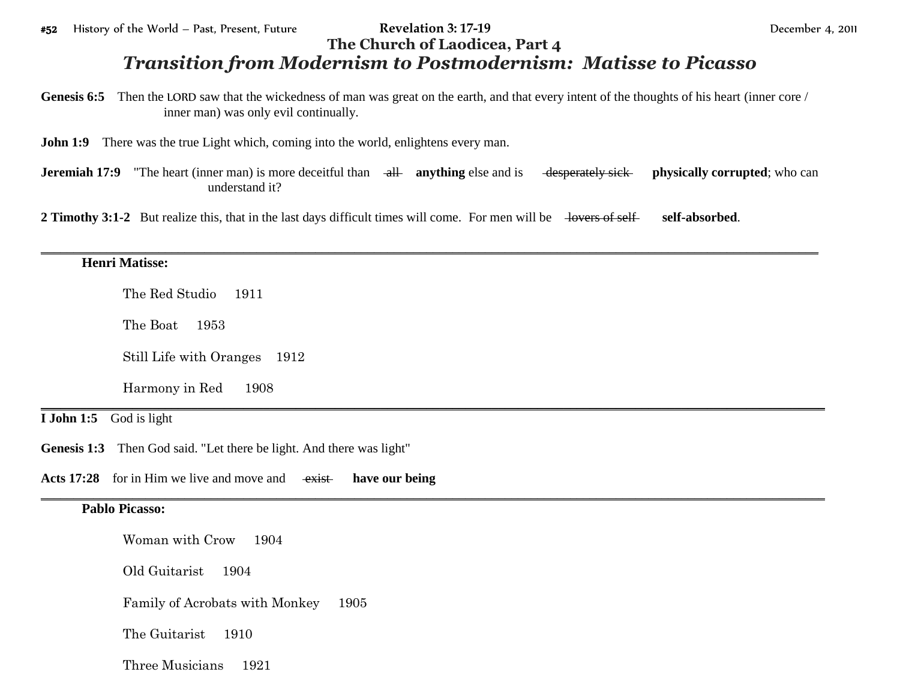#52 History of the World – Past, Present, Future **Revelation 3: 17-19** December 4, 2011

# The Church of Laodicea, Part 4

## *Transition from Modernism to Postmodernism: Matisse to Picasso*

**Genesis 6:5** Then the LORD saw that the wickedness of man was great on the earth, and that every intent of the thoughts of his heart (inner core / inner man) was only evil continually.

**John 1:9** There was the true Light which, coming into the world, enlightens every man.

**Jeremiah 17:9** "The heart (inner man) is more deceitful than ~~all~~ **anything** else and is ~~desperately sick~~ **physically corrupted**; who can understand it?

**2 Timothy 3:1-2** But realize this, that in the last days difficult times will come. For men will be ~~lovers of self~~ **self-absorbed**.

---

**Henri Matisse:**

The Red Studio 1911

The Boat 1953

Still Life with Oranges 1912

Harmony in Red 1908

---

**I John 1:5** God is light

**Genesis 1:3** Then God said. "Let there be light. And there was light"

**Acts 17:28** for in Him we live and move and ~~exist~~ **have our being**

---

**Pablo Picasso:**

Woman with Crow 1904

Old Guitarist 1904

Family of Acrobats with Monkey 1905

The Guitarist 1910

Three Musicians 1921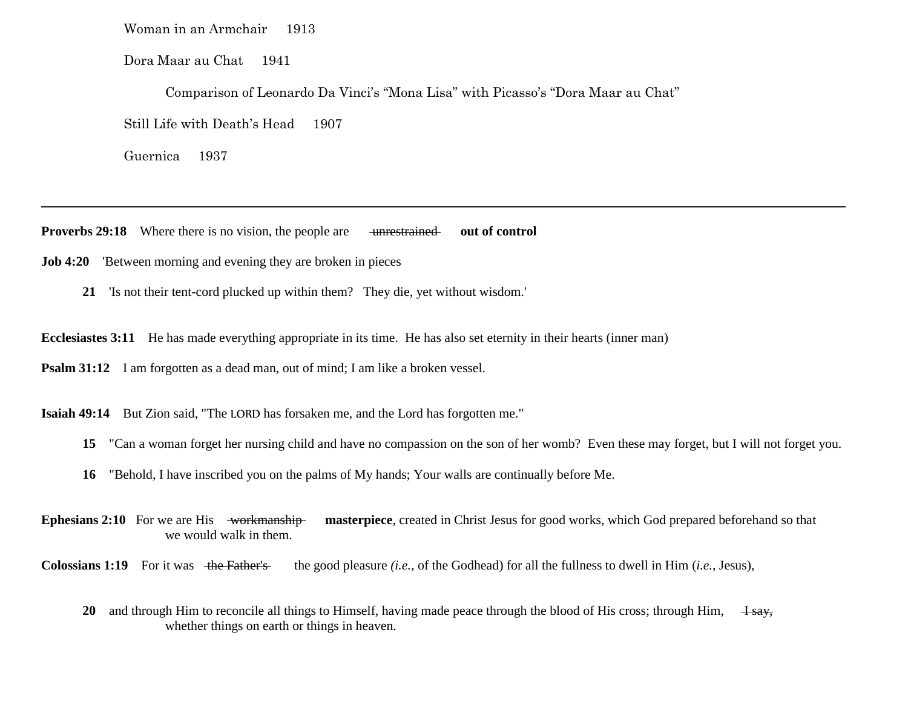Woman in an Armchair 1913

Dora Maar au Chat 1941

Comparison of Leonardo Da Vinci's "Mona Lisa" with Picasso's "Dora Maar au Chat"

Still Life with Death's Head 1907

Guernica 1937

---

**Proverbs 29:18** Where there is no vision, the people are ~~unrestrained~~ **out of control**

**Job 4:20** 'Between morning and evening they are broken in pieces

**21** 'Is not their tent-cord plucked up within them? They die, yet without wisdom.'

**Ecclesiastes 3:11** He has made everything appropriate in its time. He has also set eternity in their hearts (inner man)

**Psalm 31:12** I am forgotten as a dead man, out of mind; I am like a broken vessel.

**Isaiah 49:14** But Zion said, "The LORD has forsaken me, and the Lord has forgotten me."

**15** "Can a woman forget her nursing child and have no compassion on the son of her womb? Even these may forget, but I will not forget you.

**16** "Behold, I have inscribed you on the palms of My hands; Your walls are continually before Me.

**Ephesians 2:10** For we are His ~~workmanship~~ **masterpiece**, created in Christ Jesus for good works, which God prepared beforehand so that we would walk in them.

**Colossians 1:19** For it was ~~the Father's~~ the good pleasure *(i.e.,* of the Godhead) for all the fullness to dwell in Him (*i.e.*, Jesus),

**20** and through Him to reconcile all things to Himself, having made peace through the blood of His cross; through Him, ~~I say,~~ whether things on earth or things in heaven.